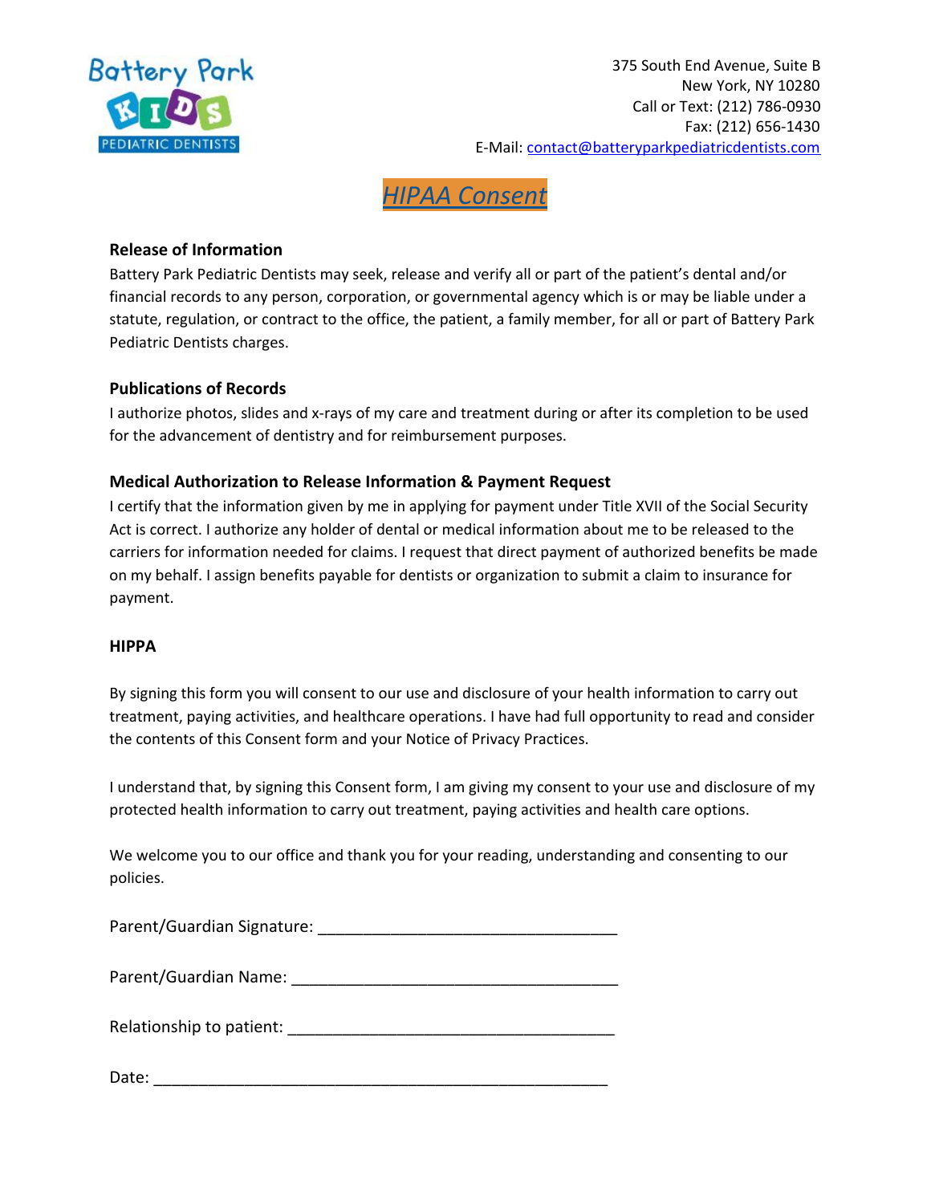Battery Park KIDS PEDIATRIC DENTISTS

375 South End Avenue, Suite B
New York, NY 10280
Call or Text: (212) 786-0930
Fax: (212) 656-1430
E-Mail: contact@batteryparkpediatricdentists.com

# *HIPAA Consent*

### Release of Information

Battery Park Pediatric Dentists may seek, release and verify all or part of the patient's dental and/or financial records to any person, corporation, or governmental agency which is or may be liable under a statute, regulation, or contract to the office, the patient, a family member, for all or part of Battery Park Pediatric Dentists charges.

### Publications of Records

I authorize photos, slides and x-rays of my care and treatment during or after its completion to be used for the advancement of dentistry and for reimbursement purposes.

### Medical Authorization to Release Information & Payment Request

I certify that the information given by me in applying for payment under Title XVII of the Social Security Act is correct. I authorize any holder of dental or medical information about me to be released to the carriers for information needed for claims. I request that direct payment of authorized benefits be made on my behalf. I assign benefits payable for dentists or organization to submit a claim to insurance for payment.

### HIPPA

By signing this form you will consent to our use and disclosure of your health information to carry out treatment, paying activities, and healthcare operations. I have had full opportunity to read and consider the contents of this Consent form and your Notice of Privacy Practices.

I understand that, by signing this Consent form, I am giving my consent to your use and disclosure of my protected health information to carry out treatment, paying activities and health care options.

We welcome you to our office and thank you for your reading, understanding and consenting to our policies.

Parent/Guardian Signature: ________________________________

Parent/Guardian Name: ___________________________________

Relationship to patient: ___________________________________

Date: __________________________________________________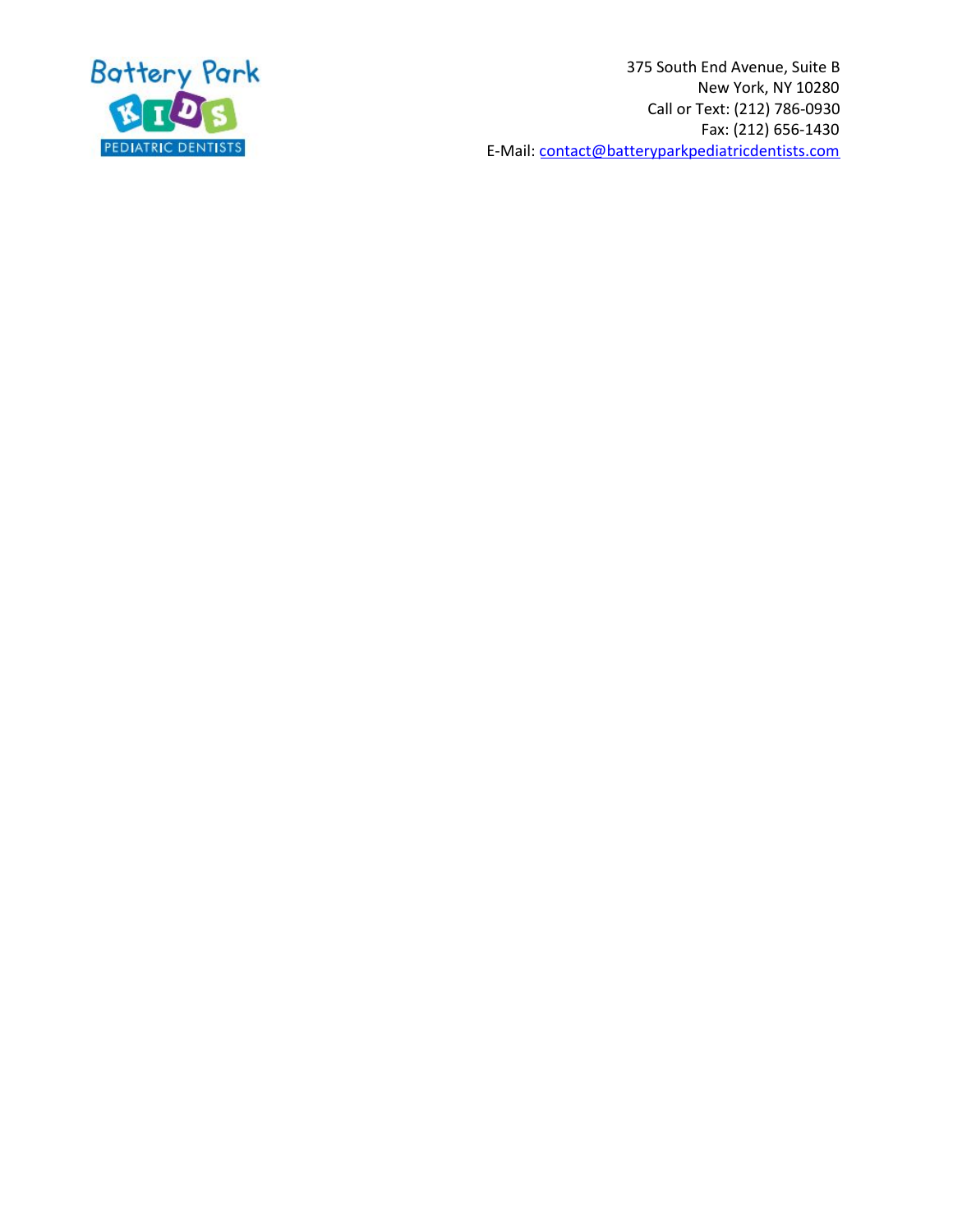Battery Park KIDS PEDIATRIC DENTISTS

375 South End Avenue, Suite B
New York, NY 10280
Call or Text: (212) 786-0930
Fax: (212) 656-1430
E-Mail: contact@batteryparkpediatricdentists.com